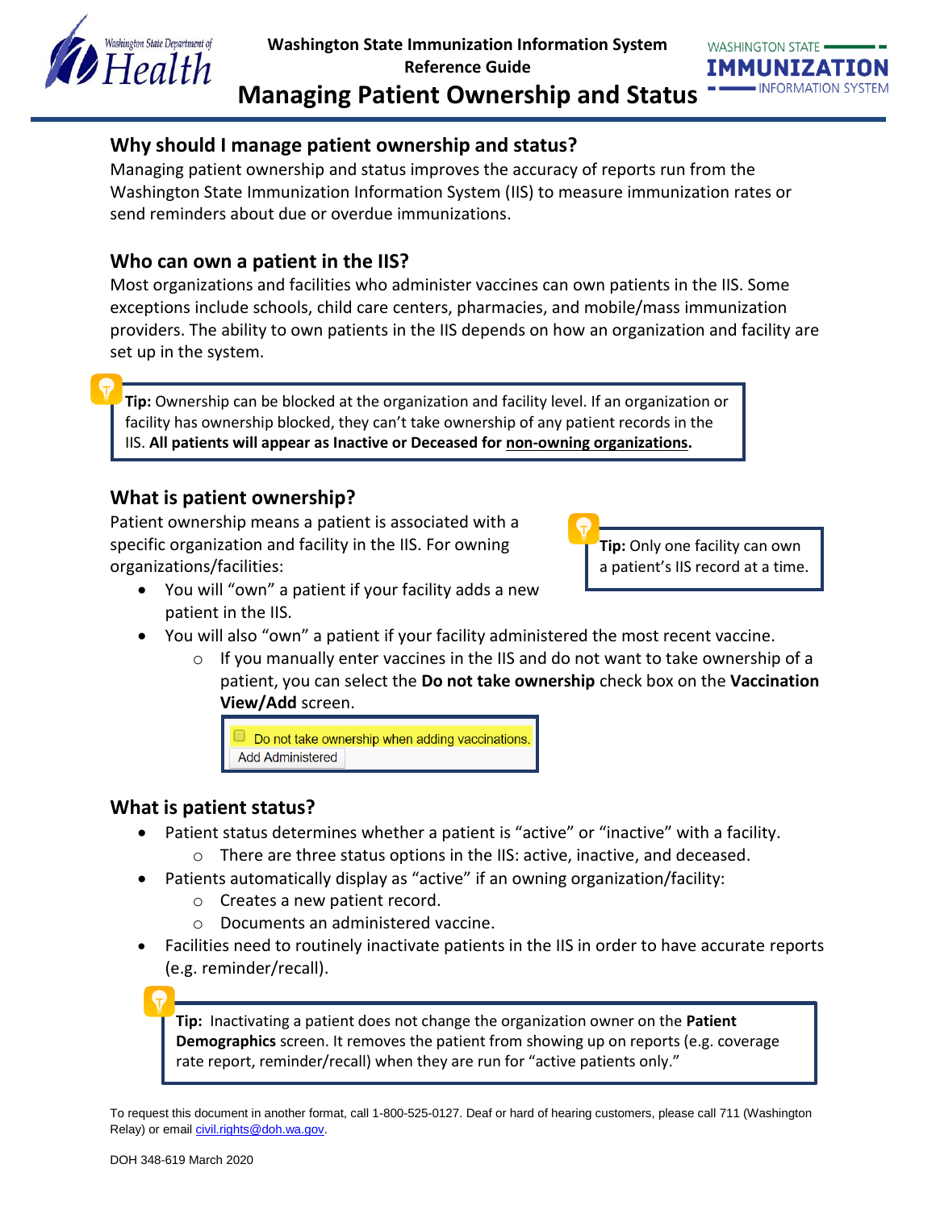Washington State Immunization Information System
Reference Guide

# Managing Patient Ownership and Status

## Why should I manage patient ownership and status?

Managing patient ownership and status improves the accuracy of reports run from the Washington State Immunization Information System (IIS) to measure immunization rates or send reminders about due or overdue immunizations.

## Who can own a patient in the IIS?

Most organizations and facilities who administer vaccines can own patients in the IIS. Some exceptions include schools, child care centers, pharmacies, and mobile/mass immunization providers. The ability to own patients in the IIS depends on how an organization and facility are set up in the system.

> **Tip:** Ownership can be blocked at the organization and facility level. If an organization or facility has ownership blocked, they can't take ownership of any patient records in the IIS. **All patients will appear as Inactive or Deceased for non-owning organizations.**

## What is patient ownership?

Patient ownership means a patient is associated with a specific organization and facility in the IIS. For owning organizations/facilities:

> **Tip:** Only one facility can own a patient's IIS record at a time.

- You will "own" a patient if your facility adds a new patient in the IIS.
- You will also "own" a patient if your facility administered the most recent vaccine.
  - If you manually enter vaccines in the IIS and do not want to take ownership of a patient, you can select the **Do not take ownership** check box on the **Vaccination View/Add** screen.

> ☐ Do not take ownership when adding vaccinations.
> Add Administered

## What is patient status?

- Patient status determines whether a patient is "active" or "inactive" with a facility.
  - There are three status options in the IIS: active, inactive, and deceased.
- Patients automatically display as "active" if an owning organization/facility:
  - Creates a new patient record.
  - Documents an administered vaccine.
- Facilities need to routinely inactivate patients in the IIS in order to have accurate reports (e.g. reminder/recall).

> **Tip:** Inactivating a patient does not change the organization owner on the **Patient Demographics** screen. It removes the patient from showing up on reports (e.g. coverage rate report, reminder/recall) when they are run for "active patients only."

To request this document in another format, call 1-800-525-0127. Deaf or hard of hearing customers, please call 711 (Washington Relay) or email civil.rights@doh.wa.gov.

DOH 348-619 March 2020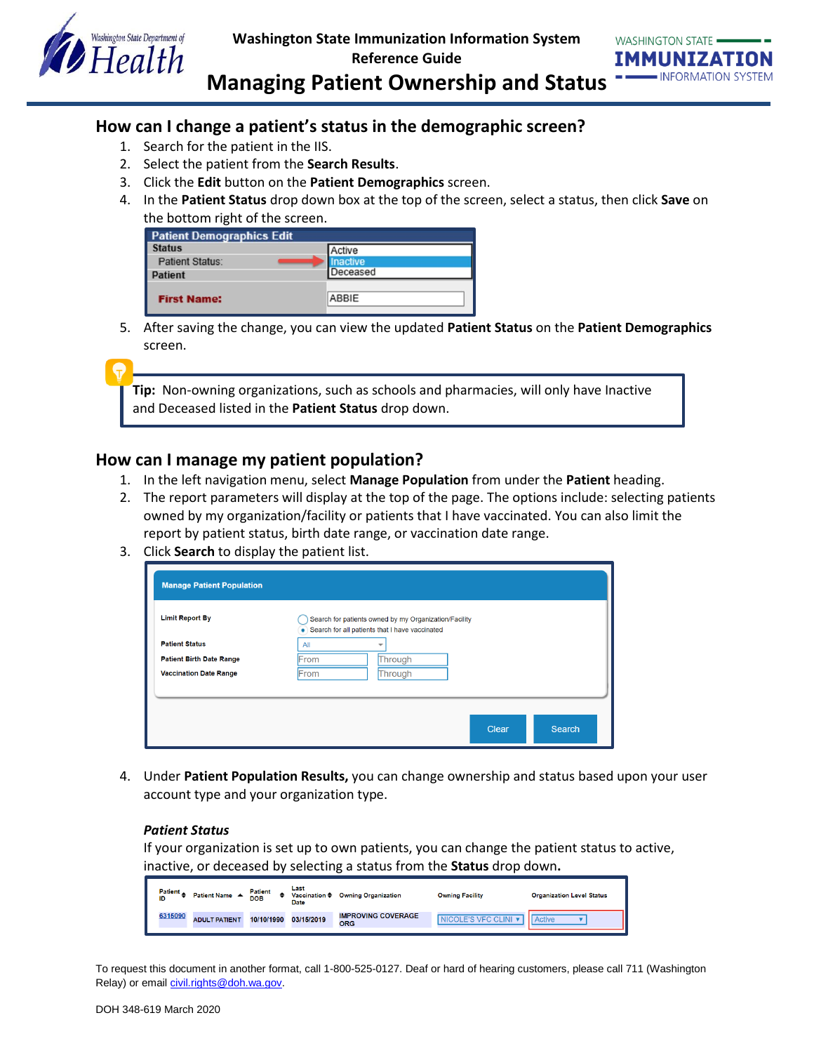## How can I change a patient's status in the demographic screen?

1. Search for the patient in the IIS.
2. Select the patient from the **Search Results**.
3. Click the **Edit** button on the **Patient Demographics** screen.
4. In the **Patient Status** drop down box at the top of the screen, select a status, then click **Save** on the bottom right of the screen.
5. After saving the change, you can view the updated **Patient Status** on the **Patient Demographics** screen.

**Tip:** Non-owning organizations, such as schools and pharmacies, will only have Inactive and Deceased listed in the **Patient Status** drop down.

## How can I manage my patient population?

1. In the left navigation menu, select **Manage Population** from under the **Patient** heading.
2. The report parameters will display at the top of the page. The options include: selecting patients owned by my organization/facility or patients that I have vaccinated. You can also limit the report by patient status, birth date range, or vaccination date range.
3. Click **Search** to display the patient list.
4. Under **Patient Population Results,** you can change ownership and status based upon your user account type and your organization type.

### *Patient Status*

If your organization is set up to own patients, you can change the patient status to active, inactive, or deceased by selecting a status from the **Status** drop down**.**

To request this document in another format, call 1-800-525-0127. Deaf or hard of hearing customers, please call 711 (Washington Relay) or email civil.rights@doh.wa.gov.

DOH 348-619 March 2020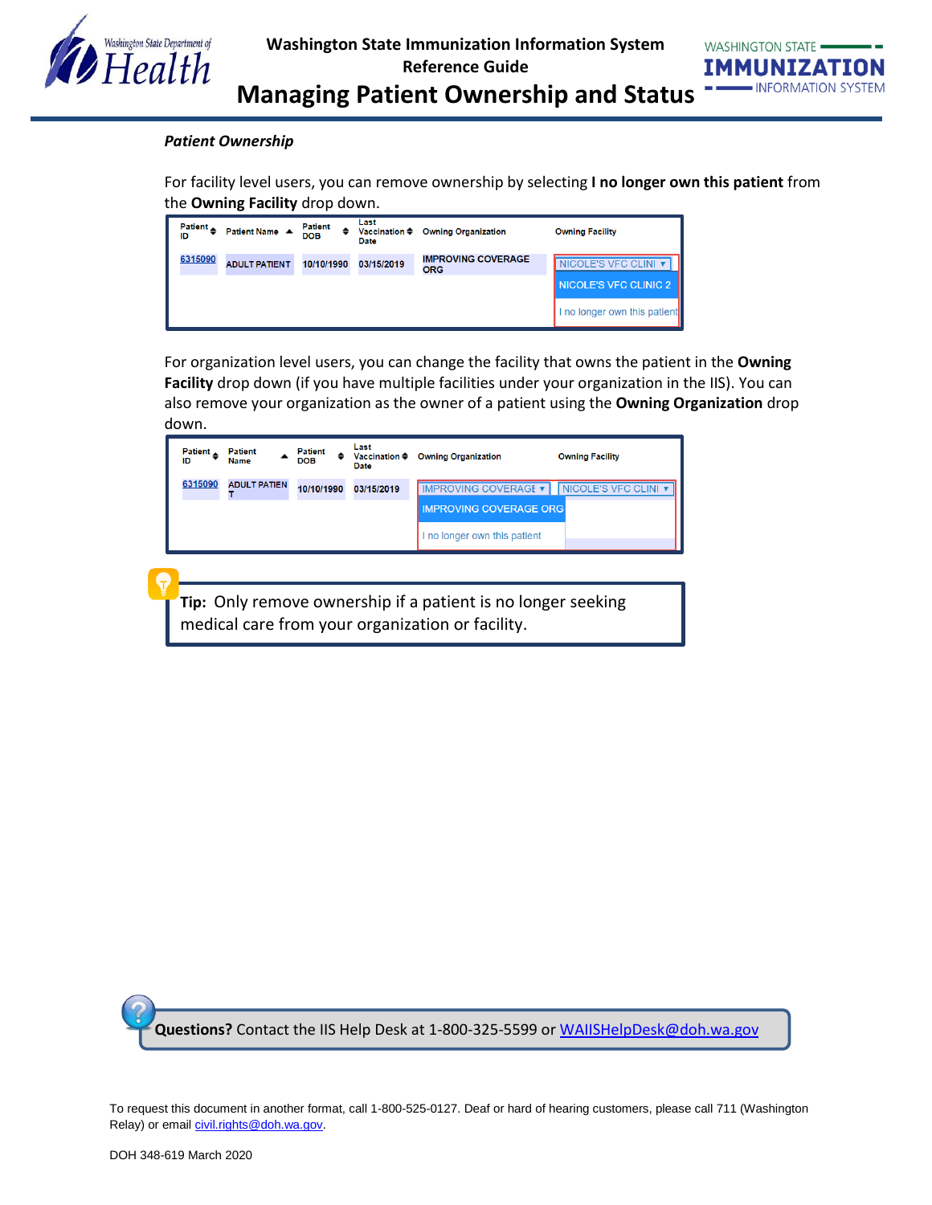### *Patient Ownership*

For facility level users, you can remove ownership by selecting **I no longer own this patient** from the **Owning Facility** drop down.

| Patient ID | Patient Name | Patient DOB | Last Vaccination Date | Owning Organization | Owning Facility |
|---|---|---|---|---|---|
| 6315090 | ADULT PATIENT | 10/10/1990 | 03/15/2019 | IMPROVING COVERAGE ORG | NICOLE'S VFC CLINI ▼ |
| | | | | | NICOLE'S VFC CLINIC 2 |
| | | | | | I no longer own this patient |

For organization level users, you can change the facility that owns the patient in the **Owning Facility** drop down (if you have multiple facilities under your organization in the IIS). You can also remove your organization as the owner of a patient using the **Owning Organization** drop down.

| Patient ID | Patient Name | Patient DOB | Last Vaccination Date | Owning Organization | Owning Facility |
|---|---|---|---|---|---|
| 6315090 | ADULT PATIENT | 10/10/1990 | 03/15/2019 | IMPROVING COVERAGE ▼ | NICOLE'S VFC CLINI ▼ |
| | | | | IMPROVING COVERAGE ORG | |
| | | | | I no longer own this patient | |

**Tip:** Only remove ownership if a patient is no longer seeking medical care from your organization or facility.

**Questions?** Contact the IIS Help Desk at 1-800-325-5599 or WAIISHelpDesk@doh.wa.gov

To request this document in another format, call 1-800-525-0127. Deaf or hard of hearing customers, please call 711 (Washington Relay) or email civil.rights@doh.wa.gov.

DOH 348-619 March 2020